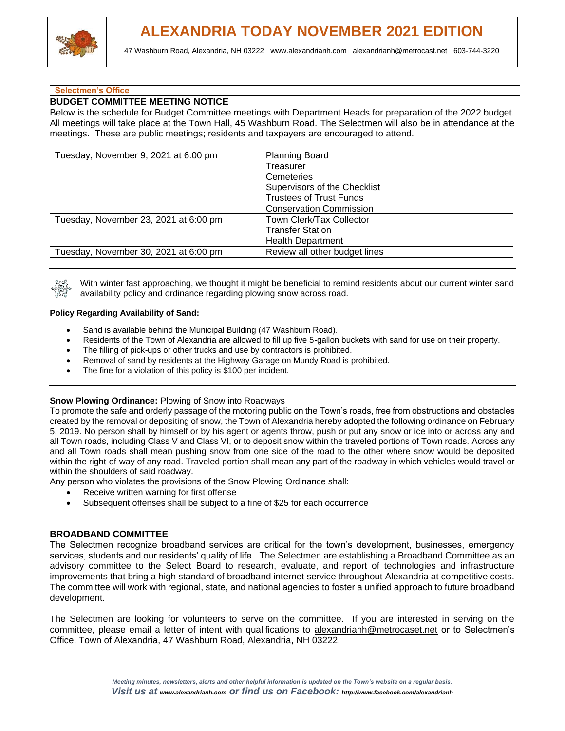# ALEXANDRIA TODAY NOVEMBER 2021 EDITION

47 Washburn Road, Alexandria, NH 03222 www.alexandrianh.com alexandrianh@metrocast.net 603-744-3220

**Selectmen's Office**

## BUDGET COMMITTEE MEETING NOTICE

Below is the schedule for Budget Committee meetings with Department Heads for preparation of the 2022 budget. All meetings will take place at the Town Hall, 45 Washburn Road. The Selectmen will also be in attendance at the meetings. These are public meetings; residents and taxpayers are encouraged to attend.

| | |
|---|---|
| Tuesday, November 9, 2021 at 6:00 pm | Planning Board<br>Treasurer<br>Cemeteries<br>Supervisors of the Checklist<br>Trustees of Trust Funds<br>Conservation Commission |
| Tuesday, November 23, 2021 at 6:00 pm | Town Clerk/Tax Collector<br>Transfer Station<br>Health Department |
| Tuesday, November 30, 2021 at 6:00 pm | Review all other budget lines |

With winter fast approaching, we thought it might be beneficial to remind residents about our current winter sand availability policy and ordinance regarding plowing snow across road.

**Policy Regarding Availability of Sand:**

- Sand is available behind the Municipal Building (47 Washburn Road).
- Residents of the Town of Alexandria are allowed to fill up five 5-gallon buckets with sand for use on their property.
- The filling of pick-ups or other trucks and use by contractors is prohibited.
- Removal of sand by residents at the Highway Garage on Mundy Road is prohibited.
- The fine for a violation of this policy is $100 per incident.

**Snow Plowing Ordinance:** Plowing of Snow into Roadways

To promote the safe and orderly passage of the motoring public on the Town's roads, free from obstructions and obstacles created by the removal or depositing of snow, the Town of Alexandria hereby adopted the following ordinance on February 5, 2019. No person shall by himself or by his agent or agents throw, push or put any snow or ice into or across any and all Town roads, including Class V and Class VI, or to deposit snow within the traveled portions of Town roads. Across any and all Town roads shall mean pushing snow from one side of the road to the other where snow would be deposited within the right-of-way of any road. Traveled portion shall mean any part of the roadway in which vehicles would travel or within the shoulders of said roadway.

Any person who violates the provisions of the Snow Plowing Ordinance shall:

- Receive written warning for first offense
- Subsequent offenses shall be subject to a fine of $25 for each occurrence

## BROADBAND COMMITTEE

The Selectmen recognize broadband services are critical for the town's development, businesses, emergency services, students and our residents' quality of life. The Selectmen are establishing a Broadband Committee as an advisory committee to the Select Board to research, evaluate, and report of technologies and infrastructure improvements that bring a high standard of broadband internet service throughout Alexandria at competitive costs. The committee will work with regional, state, and national agencies to foster a unified approach to future broadband development.

The Selectmen are looking for volunteers to serve on the committee. If you are interested in serving on the committee, please email a letter of intent with qualifications to alexandrianh@metrocaset.net or to Selectmen's Office, Town of Alexandria, 47 Washburn Road, Alexandria, NH 03222.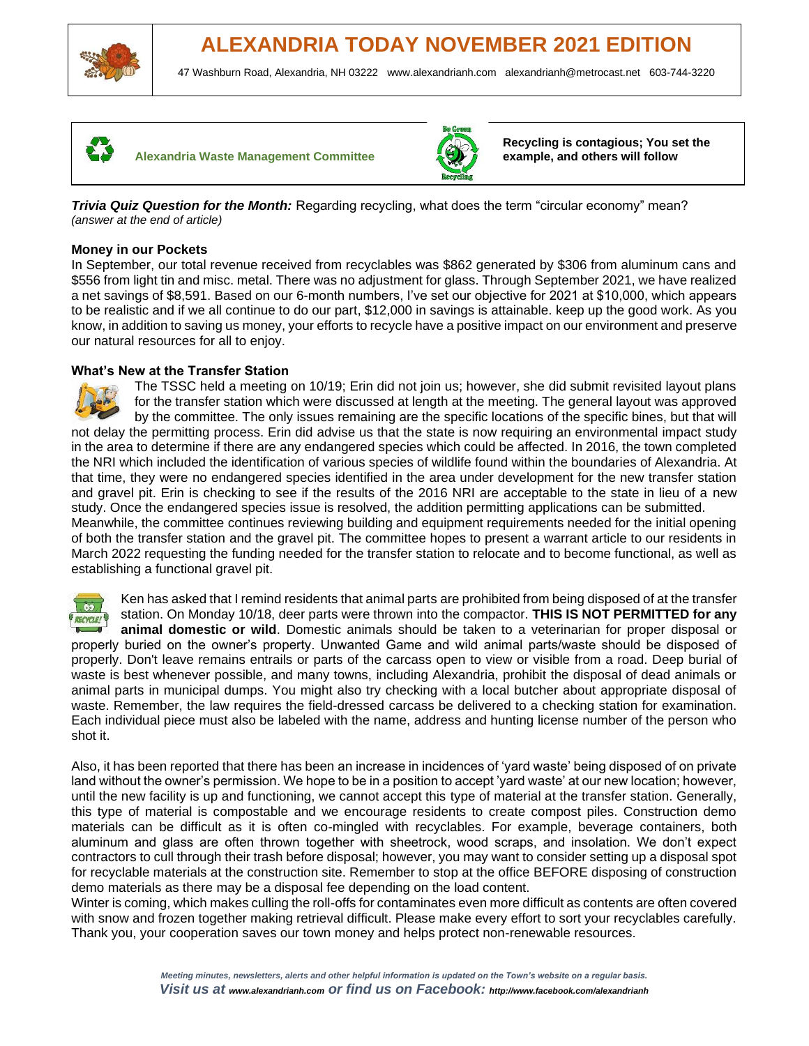# ALEXANDRIA TODAY NOVEMBER 2021 EDITION

47 Washburn Road, Alexandria, NH 03222 www.alexandrianh.com alexandrianh@metrocast.net 603-744-3220

**Alexandria Waste Management Committee**

**Recycling is contagious; You set the example, and others will follow**

***Trivia Quiz Question for the Month:*** Regarding recycling, what does the term “circular economy” mean? *(answer at the end of article)*

**Money in our Pockets**

In September, our total revenue received from recyclables was $862 generated by $306 from aluminum cans and $556 from light tin and misc. metal. There was no adjustment for glass. Through September 2021, we have realized a net savings of $8,591. Based on our 6-month numbers, I’ve set our objective for 2021 at $10,000, which appears to be realistic and if we all continue to do our part, $12,000 in savings is attainable. keep up the good work. As you know, in addition to saving us money, your efforts to recycle have a positive impact on our environment and preserve our natural resources for all to enjoy.

**What’s New at the Transfer Station**

The TSSC held a meeting on 10/19; Erin did not join us; however, she did submit revisited layout plans for the transfer station which were discussed at length at the meeting. The general layout was approved by the committee. The only issues remaining are the specific locations of the specific bines, but that will not delay the permitting process. Erin did advise us that the state is now requiring an environmental impact study in the area to determine if there are any endangered species which could be affected. In 2016, the town completed the NRI which included the identification of various species of wildlife found within the boundaries of Alexandria. At that time, they were no endangered species identified in the area under development for the new transfer station and gravel pit. Erin is checking to see if the results of the 2016 NRI are acceptable to the state in lieu of a new study. Once the endangered species issue is resolved, the addition permitting applications can be submitted.
Meanwhile, the committee continues reviewing building and equipment requirements needed for the initial opening of both the transfer station and the gravel pit. The committee hopes to present a warrant article to our residents in March 2022 requesting the funding needed for the transfer station to relocate and to become functional, as well as establishing a functional gravel pit.

Ken has asked that I remind residents that animal parts are prohibited from being disposed of at the transfer station. On Monday 10/18, deer parts were thrown into the compactor. **THIS IS NOT PERMITTED for any animal domestic or wild**. Domestic animals should be taken to a veterinarian for proper disposal or properly buried on the owner’s property. Unwanted Game and wild animal parts/waste should be disposed of properly. Don't leave remains entrails or parts of the carcass open to view or visible from a road. Deep burial of waste is best whenever possible, and many towns, including Alexandria, prohibit the disposal of dead animals or animal parts in municipal dumps. You might also try checking with a local butcher about appropriate disposal of waste. Remember, the law requires the field-dressed carcass be delivered to a checking station for examination. Each individual piece must also be labeled with the name, address and hunting license number of the person who shot it.

Also, it has been reported that there has been an increase in incidences of ‘yard waste’ being disposed of on private land without the owner’s permission. We hope to be in a position to accept ’yard waste’ at our new location; however, until the new facility is up and functioning, we cannot accept this type of material at the transfer station. Generally, this type of material is compostable and we encourage residents to create compost piles. Construction demo materials can be difficult as it is often co-mingled with recyclables. For example, beverage containers, both aluminum and glass are often thrown together with sheetrock, wood scraps, and insolation. We don’t expect contractors to cull through their trash before disposal; however, you may want to consider setting up a disposal spot for recyclable materials at the construction site. Remember to stop at the office BEFORE disposing of construction demo materials as there may be a disposal fee depending on the load content.
Winter is coming, which makes culling the roll-offs for contaminates even more difficult as contents are often covered with snow and frozen together making retrieval difficult. Please make every effort to sort your recyclables carefully. Thank you, your cooperation saves our town money and helps protect non-renewable resources.

*Meeting minutes, newsletters, alerts and other helpful information is updated on the Town’s website on a regular basis.*
***Visit us at** www.alexandrianh.com **or find us on Facebook:** http://www.facebook.com/alexandrianh*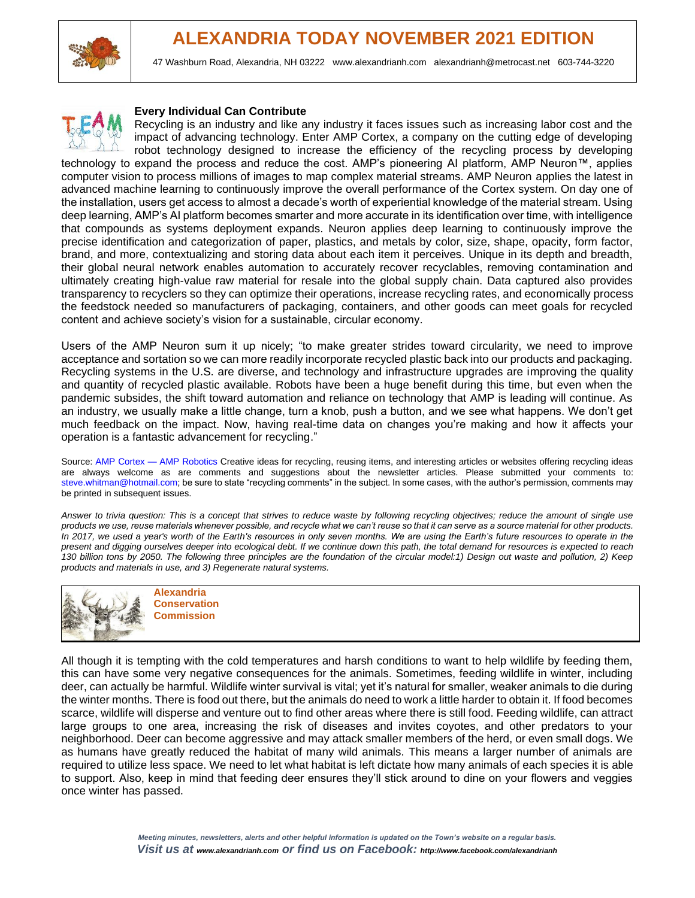# ALEXANDRIA TODAY NOVEMBER 2021 EDITION

47 Washburn Road, Alexandria, NH 03222 www.alexandrianh.com alexandrianh@metrocast.net 603-744-3220

### Every Individual Can Contribute

Recycling is an industry and like any industry it faces issues such as increasing labor cost and the impact of advancing technology. Enter AMP Cortex, a company on the cutting edge of developing robot technology designed to increase the efficiency of the recycling process by developing technology to expand the process and reduce the cost. AMP's pioneering AI platform, AMP Neuron™, applies computer vision to process millions of images to map complex material streams. AMP Neuron applies the latest in advanced machine learning to continuously improve the overall performance of the Cortex system. On day one of the installation, users get access to almost a decade's worth of experiential knowledge of the material stream. Using deep learning, AMP's AI platform becomes smarter and more accurate in its identification over time, with intelligence that compounds as systems deployment expands. Neuron applies deep learning to continuously improve the precise identification and categorization of paper, plastics, and metals by color, size, shape, opacity, form factor, brand, and more, contextualizing and storing data about each item it perceives. Unique in its depth and breadth, their global neural network enables automation to accurately recover recyclables, removing contamination and ultimately creating high-value raw material for resale into the global supply chain. Data captured also provides transparency to recyclers so they can optimize their operations, increase recycling rates, and economically process the feedstock needed so manufacturers of packaging, containers, and other goods can meet goals for recycled content and achieve society's vision for a sustainable, circular economy.

Users of the AMP Neuron sum it up nicely; "to make greater strides toward circularity, we need to improve acceptance and sortation so we can more readily incorporate recycled plastic back into our products and packaging. Recycling systems in the U.S. are diverse, and technology and infrastructure upgrades are improving the quality and quantity of recycled plastic available. Robots have been a huge benefit during this time, but even when the pandemic subsides, the shift toward automation and reliance on technology that AMP is leading will continue. As an industry, we usually make a little change, turn a knob, push a button, and we see what happens. We don't get much feedback on the impact. Now, having real-time data on changes you're making and how it affects your operation is a fantastic advancement for recycling."

Source: AMP Cortex — AMP Robotics Creative ideas for recycling, reusing items, and interesting articles or websites offering recycling ideas are always welcome as are comments and suggestions about the newsletter articles. Please submitted your comments to: steve.whitman@hotmail.com; be sure to state "recycling comments" in the subject. In some cases, with the author's permission, comments may be printed in subsequent issues.

*Answer to trivia question: This is a concept that strives to reduce waste by following recycling objectives; reduce the amount of single use products we use, reuse materials whenever possible, and recycle what we can't reuse so that it can serve as a source material for other products. In 2017, we used a year's worth of the Earth's resources in only seven months. We are using the Earth's future resources to operate in the present and digging ourselves deeper into ecological debt. If we continue down this path, the total demand for resources is expected to reach 130 billion tons by 2050. The following three principles are the foundation of the circular model:1) Design out waste and pollution, 2) Keep products and materials in use, and 3) Regenerate natural systems.*

## Alexandria Conservation Commission

All though it is tempting with the cold temperatures and harsh conditions to want to help wildlife by feeding them, this can have some very negative consequences for the animals. Sometimes, feeding wildlife in winter, including deer, can actually be harmful. Wildlife winter survival is vital; yet it's natural for smaller, weaker animals to die during the winter months. There is food out there, but the animals do need to work a little harder to obtain it. If food becomes scarce, wildlife will disperse and venture out to find other areas where there is still food. Feeding wildlife, can attract large groups to one area, increasing the risk of diseases and invites coyotes, and other predators to your neighborhood. Deer can become aggressive and may attack smaller members of the herd, or even small dogs. We as humans have greatly reduced the habitat of many wild animals. This means a larger number of animals are required to utilize less space. We need to let what habitat is left dictate how many animals of each species it is able to support. Also, keep in mind that feeding deer ensures they'll stick around to dine on your flowers and veggies once winter has passed.

*Meeting minutes, newsletters, alerts and other helpful information is updated on the Town's website on a regular basis.*
***Visit us at www.alexandrianh.com or find us on Facebook: http://www.facebook.com/alexandrianh***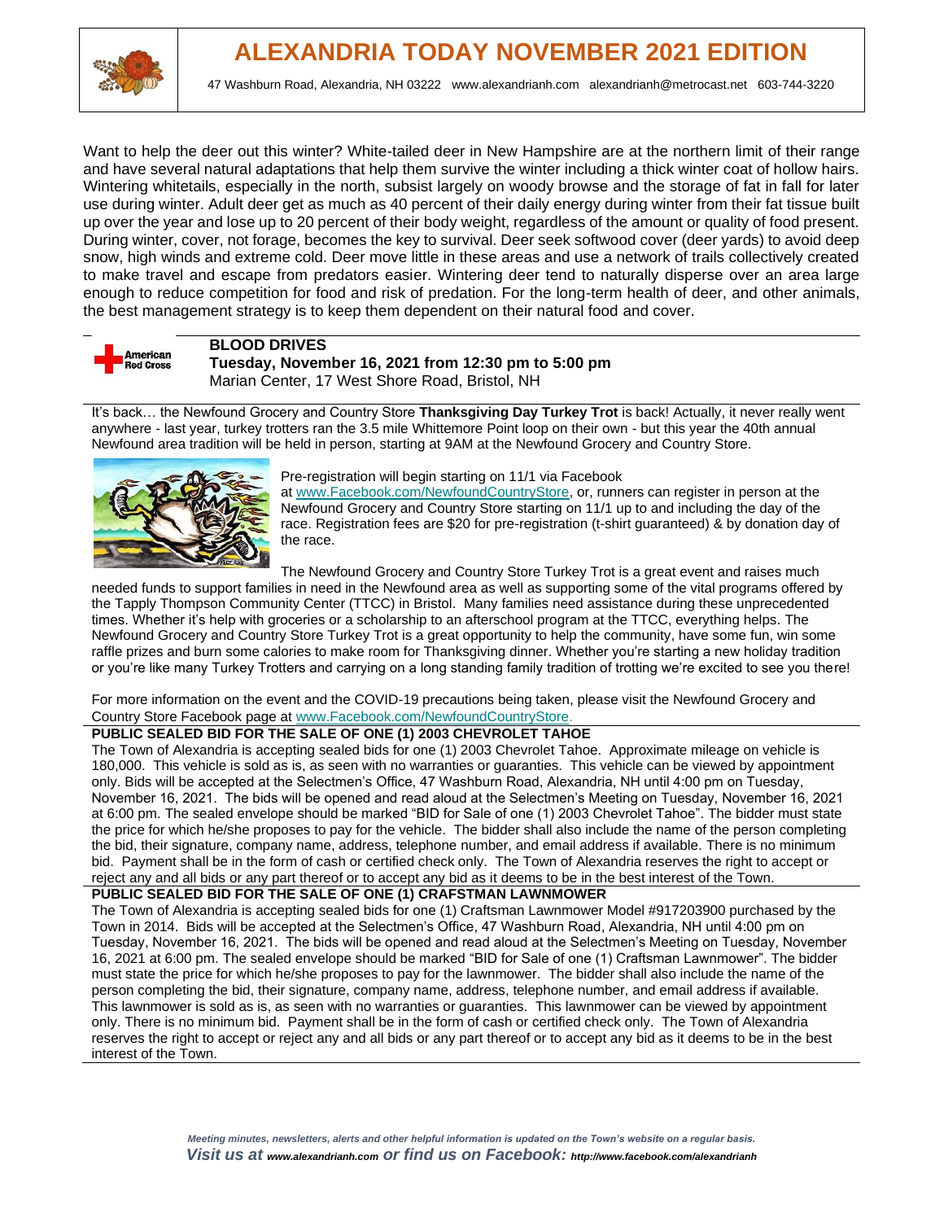# ALEXANDRIA TODAY NOVEMBER 2021 EDITION

47 Washburn Road, Alexandria, NH 03222 www.alexandrianh.com alexandrianh@metrocast.net 603-744-3220

Want to help the deer out this winter? White-tailed deer in New Hampshire are at the northern limit of their range and have several natural adaptations that help them survive the winter including a thick winter coat of hollow hairs. Wintering whitetails, especially in the north, subsist largely on woody browse and the storage of fat in fall for later use during winter. Adult deer get as much as 40 percent of their daily energy during winter from their fat tissue built up over the year and lose up to 20 percent of their body weight, regardless of the amount or quality of food present. During winter, cover, not forage, becomes the key to survival. Deer seek softwood cover (deer yards) to avoid deep snow, high winds and extreme cold. Deer move little in these areas and use a network of trails collectively created to make travel and escape from predators easier. Wintering deer tend to naturally disperse over an area large enough to reduce competition for food and risk of predation. For the long-term health of deer, and other animals, the best management strategy is to keep them dependent on their natural food and cover.

**BLOOD DRIVES**
**Tuesday, November 16, 2021 from 12:30 pm to 5:00 pm**
Marian Center, 17 West Shore Road, Bristol, NH

It's back… the Newfound Grocery and Country Store **Thanksgiving Day Turkey Trot** is back! Actually, it never really went anywhere - last year, turkey trotters ran the 3.5 mile Whittemore Point loop on their own - but this year the 40th annual Newfound area tradition will be held in person, starting at 9AM at the Newfound Grocery and Country Store.

Pre-registration will begin starting on 11/1 via Facebook at www.Facebook.com/NewfoundCountryStore, or, runners can register in person at the Newfound Grocery and Country Store starting on 11/1 up to and including the day of the race. Registration fees are $20 for pre-registration (t-shirt guaranteed) & by donation day of the race.

The Newfound Grocery and Country Store Turkey Trot is a great event and raises much needed funds to support families in need in the Newfound area as well as supporting some of the vital programs offered by the Tapply Thompson Community Center (TTCC) in Bristol. Many families need assistance during these unprecedented times. Whether it's help with groceries or a scholarship to an afterschool program at the TTCC, everything helps. The Newfound Grocery and Country Store Turkey Trot is a great opportunity to help the community, have some fun, win some raffle prizes and burn some calories to make room for Thanksgiving dinner. Whether you're starting a new holiday tradition or you're like many Turkey Trotters and carrying on a long standing family tradition of trotting we're excited to see you there!

For more information on the event and the COVID-19 precautions being taken, please visit the Newfound Grocery and Country Store Facebook page at www.Facebook.com/NewfoundCountryStore.

**PUBLIC SEALED BID FOR THE SALE OF ONE (1) 2003 CHEVROLET TAHOE**

The Town of Alexandria is accepting sealed bids for one (1) 2003 Chevrolet Tahoe. Approximate mileage on vehicle is 180,000. This vehicle is sold as is, as seen with no warranties or guaranties. This vehicle can be viewed by appointment only. Bids will be accepted at the Selectmen's Office, 47 Washburn Road, Alexandria, NH until 4:00 pm on Tuesday, November 16, 2021. The bids will be opened and read aloud at the Selectmen's Meeting on Tuesday, November 16, 2021 at 6:00 pm. The sealed envelope should be marked "BID for Sale of one (1) 2003 Chevrolet Tahoe". The bidder must state the price for which he/she proposes to pay for the vehicle. The bidder shall also include the name of the person completing the bid, their signature, company name, address, telephone number, and email address if available. There is no minimum bid. Payment shall be in the form of cash or certified check only. The Town of Alexandria reserves the right to accept or reject any and all bids or any part thereof or to accept any bid as it deems to be in the best interest of the Town.

**PUBLIC SEALED BID FOR THE SALE OF ONE (1) CRAFTSMAN LAWNMOWER**

The Town of Alexandria is accepting sealed bids for one (1) Craftsman Lawnmower Model #917203900 purchased by the Town in 2014. Bids will be accepted at the Selectmen's Office, 47 Washburn Road, Alexandria, NH until 4:00 pm on Tuesday, November 16, 2021. The bids will be opened and read aloud at the Selectmen's Meeting on Tuesday, November 16, 2021 at 6:00 pm. The sealed envelope should be marked "BID for Sale of one (1) Craftsman Lawnmower". The bidder must state the price for which he/she proposes to pay for the lawnmower. The bidder shall also include the name of the person completing the bid, their signature, company name, address, telephone number, and email address if available. This lawnmower is sold as is, as seen with no warranties or guaranties. This lawnmower can be viewed by appointment only. There is no minimum bid. Payment shall be in the form of cash or certified check only. The Town of Alexandria reserves the right to accept or reject any and all bids or any part thereof or to accept any bid as it deems to be in the best interest of the Town.

*Meeting minutes, newsletters, alerts and other helpful information is updated on the Town's website on a regular basis.*
***Visit us at www.alexandrianh.com or find us on Facebook: http://www.facebook.com/alexandrianh***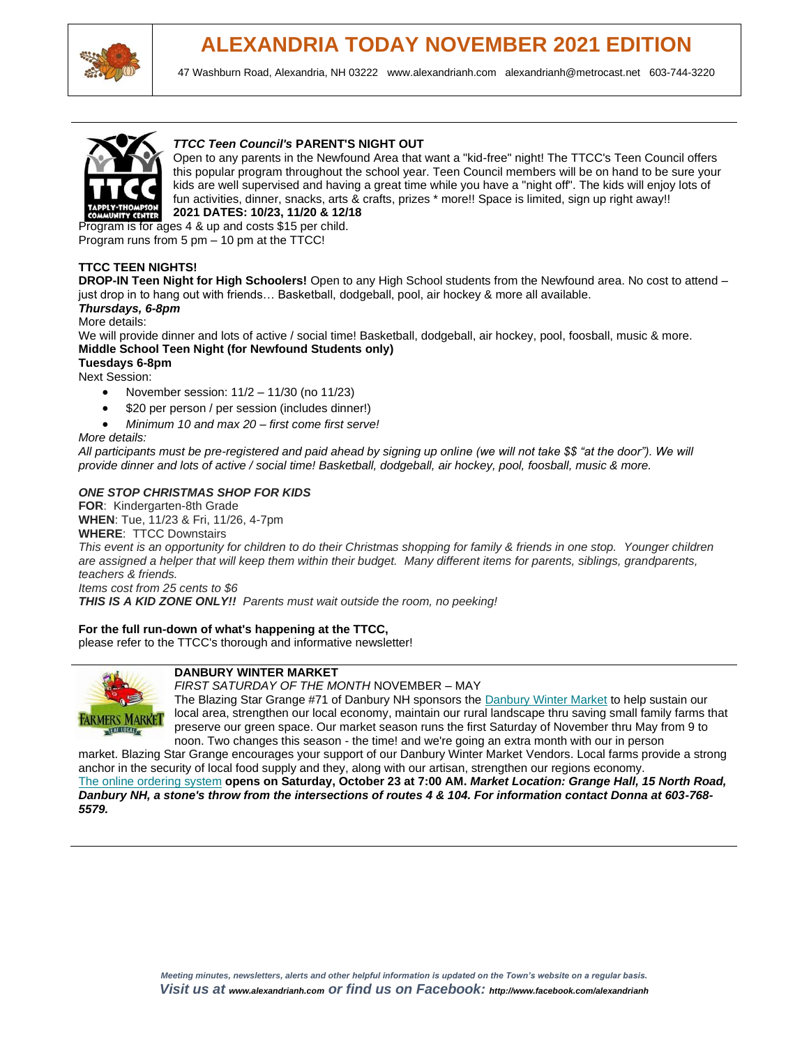# ALEXANDRIA TODAY NOVEMBER 2021 EDITION

47 Washburn Road, Alexandria, NH 03222 www.alexandrianh.com alexandrianh@metrocast.net 603-744-3220

---

***TTCC Teen Council's* PARENT'S NIGHT OUT**

Open to any parents in the Newfound Area that want a "kid-free" night! The TTCC's Teen Council offers this popular program throughout the school year. Teen Council members will be on hand to be sure your kids are well supervised and having a great time while you have a "night off". The kids will enjoy lots of fun activities, dinner, snacks, arts & crafts, prizes * more!! Space is limited, sign up right away!!

**2021 DATES: 10/23, 11/20 & 12/18**

Program is for ages 4 & up and costs $15 per child.

Program runs from 5 pm – 10 pm at the TTCC!

**TTCC TEEN NIGHTS!**

**DROP-IN Teen Night for High Schoolers!** Open to any High School students from the Newfound area. No cost to attend – just drop in to hang out with friends… Basketball, dodgeball, pool, air hockey & more all available.

***Thursdays, 6-8pm***

More details:

We will provide dinner and lots of active / social time! Basketball, dodgeball, air hockey, pool, foosball, music & more.

**Middle School Teen Night (for Newfound Students only)**

**Tuesdays 6-8pm**

Next Session:

- November session: 11/2 – 11/30 (no 11/23)
- $20 per person / per session (includes dinner!)
- *Minimum 10 and max 20 – first come first serve!*

*More details:*

*All participants must be pre-registered and paid ahead by signing up online (we will not take $$ "at the door"). We will provide dinner and lots of active / social time! Basketball, dodgeball, air hockey, pool, foosball, music & more.*

***ONE STOP CHRISTMAS SHOP FOR KIDS***

**FOR**: Kindergarten-8th Grade

**WHEN**: Tue, 11/23 & Fri, 11/26, 4-7pm

**WHERE**: TTCC Downstairs

*This event is an opportunity for children to do their Christmas shopping for family & friends in one stop. Younger children are assigned a helper that will keep them within their budget. Many different items for parents, siblings, grandparents, teachers & friends.*

*Items cost from 25 cents to $6*

***THIS IS A KID ZONE ONLY!!*** *Parents must wait outside the room, no peeking!*

**For the full run-down of what's happening at the TTCC,**

please refer to the TTCC's thorough and informative newsletter!

---

**DANBURY WINTER MARKET**

*FIRST SATURDAY OF THE MONTH* NOVEMBER – MAY

The Blazing Star Grange #71 of Danbury NH sponsors the Danbury Winter Market to help sustain our local area, strengthen our local economy, maintain our rural landscape thru saving small family farms that preserve our green space. Our market season runs the first Saturday of November thru May from 9 to noon. Two changes this season - the time! and we're going an extra month with our in person market. Blazing Star Grange encourages your support of our Danbury Winter Market Vendors. Local farms provide a strong anchor in the security of local food supply and they, along with our artisan, strengthen our regions economy.

The online ordering system **opens on Saturday, October 23 at 7:00 AM.** ***Market Location: Grange Hall, 15 North Road, Danbury NH, a stone's throw from the intersections of routes 4 & 104. For information contact Donna at 603-768-5579.***

---

*Meeting minutes, newsletters, alerts and other helpful information is updated on the Town's website on a regular basis.*

*Visit us at www.alexandrianh.com or find us on Facebook: http://www.facebook.com/alexandrianh*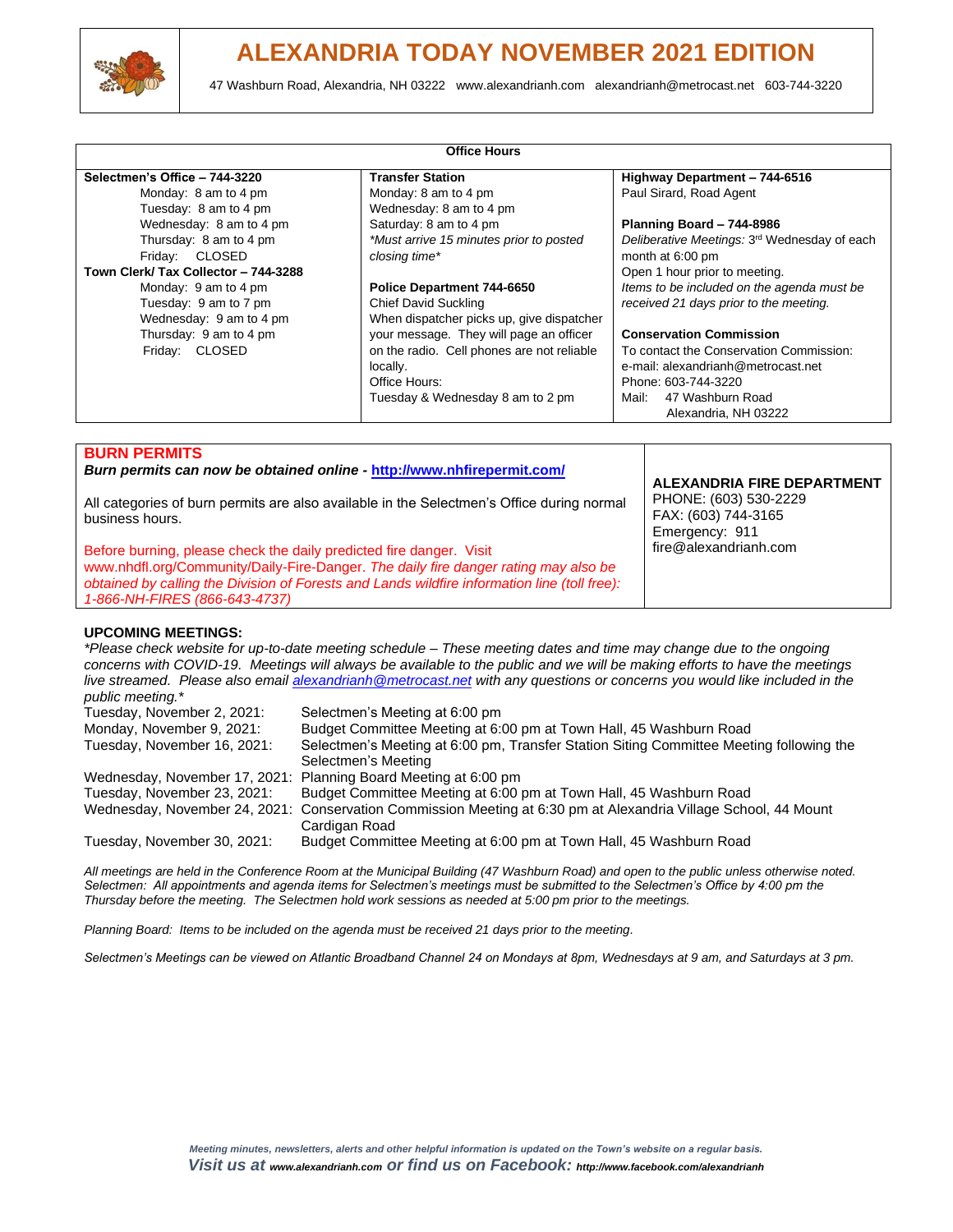# ALEXANDRIA TODAY NOVEMBER 2021 EDITION

47 Washburn Road, Alexandria, NH 03222 www.alexandrianh.com alexandrianh@metrocast.net 603-744-3220

**Office Hours**

**Selectmen's Office – 744-3220**
Monday: 8 am to 4 pm
Tuesday: 8 am to 4 pm
Wednesday: 8 am to 4 pm
Thursday: 8 am to 4 pm
Friday: CLOSED

**Town Clerk/ Tax Collector – 744-3288**
Monday: 9 am to 4 pm
Tuesday: 9 am to 7 pm
Wednesday: 9 am to 4 pm
Thursday: 9 am to 4 pm
Friday: CLOSED

**Transfer Station**
Monday: 8 am to 4 pm
Wednesday: 8 am to 4 pm
Saturday: 8 am to 4 pm
*\*Must arrive 15 minutes prior to posted closing time\**

**Police Department 744-6650**
Chief David Suckling
When dispatcher picks up, give dispatcher your message. They will page an officer on the radio. Cell phones are not reliable locally.
Office Hours:
Tuesday & Wednesday 8 am to 2 pm

**Highway Department – 744-6516**
Paul Sirard, Road Agent

**Planning Board – 744-8986**
*Deliberative Meetings: 3rd Wednesday of each month at 6:00 pm*
Open 1 hour prior to meeting.
*Items to be included on the agenda must be received 21 days prior to the meeting.*

**Conservation Commission**
To contact the Conservation Commission:
e-mail: alexandrianh@metrocast.net
Phone: 603-744-3220
Mail: 47 Washburn Road
Alexandria, NH 03222

## BURN PERMITS

***Burn permits can now be obtained online - http://www.nhfirepermit.com/***

All categories of burn permits are also available in the Selectmen's Office during normal business hours.

Before burning, please check the daily predicted fire danger. Visit www.nhdfl.org/Community/Daily-Fire-Danger. *The daily fire danger rating may also be obtained by calling the Division of Forests and Lands wildfire information line (toll free): 1-866-NH-FIRES (866-643-4737)*

**ALEXANDRIA FIRE DEPARTMENT**
PHONE: (603) 530-2229
FAX: (603) 744-3165
Emergency: 911
fire@alexandrianh.com

**UPCOMING MEETINGS:**

*\*Please check website for up-to-date meeting schedule – These meeting dates and time may change due to the ongoing concerns with COVID-19. Meetings will always be available to the public and we will be making efforts to have the meetings live streamed. Please also email alexandrianh@metrocast.net with any questions or concerns you would like included in the public meeting.\**

| | |
|---|---|
| Tuesday, November 2, 2021: | Selectmen's Meeting at 6:00 pm |
| Monday, November 9, 2021: | Budget Committee Meeting at 6:00 pm at Town Hall, 45 Washburn Road |
| Tuesday, November 16, 2021: | Selectmen's Meeting at 6:00 pm, Transfer Station Siting Committee Meeting following the Selectmen's Meeting |
| Wednesday, November 17, 2021: | Planning Board Meeting at 6:00 pm |
| Tuesday, November 23, 2021: | Budget Committee Meeting at 6:00 pm at Town Hall, 45 Washburn Road |
| Wednesday, November 24, 2021: | Conservation Commission Meeting at 6:30 pm at Alexandria Village School, 44 Mount Cardigan Road |
| Tuesday, November 30, 2021: | Budget Committee Meeting at 6:00 pm at Town Hall, 45 Washburn Road |

*All meetings are held in the Conference Room at the Municipal Building (47 Washburn Road) and open to the public unless otherwise noted. Selectmen: All appointments and agenda items for Selectmen's meetings must be submitted to the Selectmen's Office by 4:00 pm the Thursday before the meeting. The Selectmen hold work sessions as needed at 5:00 pm prior to the meetings.*

*Planning Board: Items to be included on the agenda must be received 21 days prior to the meeting.*

*Selectmen's Meetings can be viewed on Atlantic Broadband Channel 24 on Mondays at 8pm, Wednesdays at 9 am, and Saturdays at 3 pm.*

***Meeting minutes, newsletters, alerts and other helpful information is updated on the Town's website on a regular basis.***
***Visit us at www.alexandrianh.com or find us on Facebook: http://www.facebook.com/alexandrianh***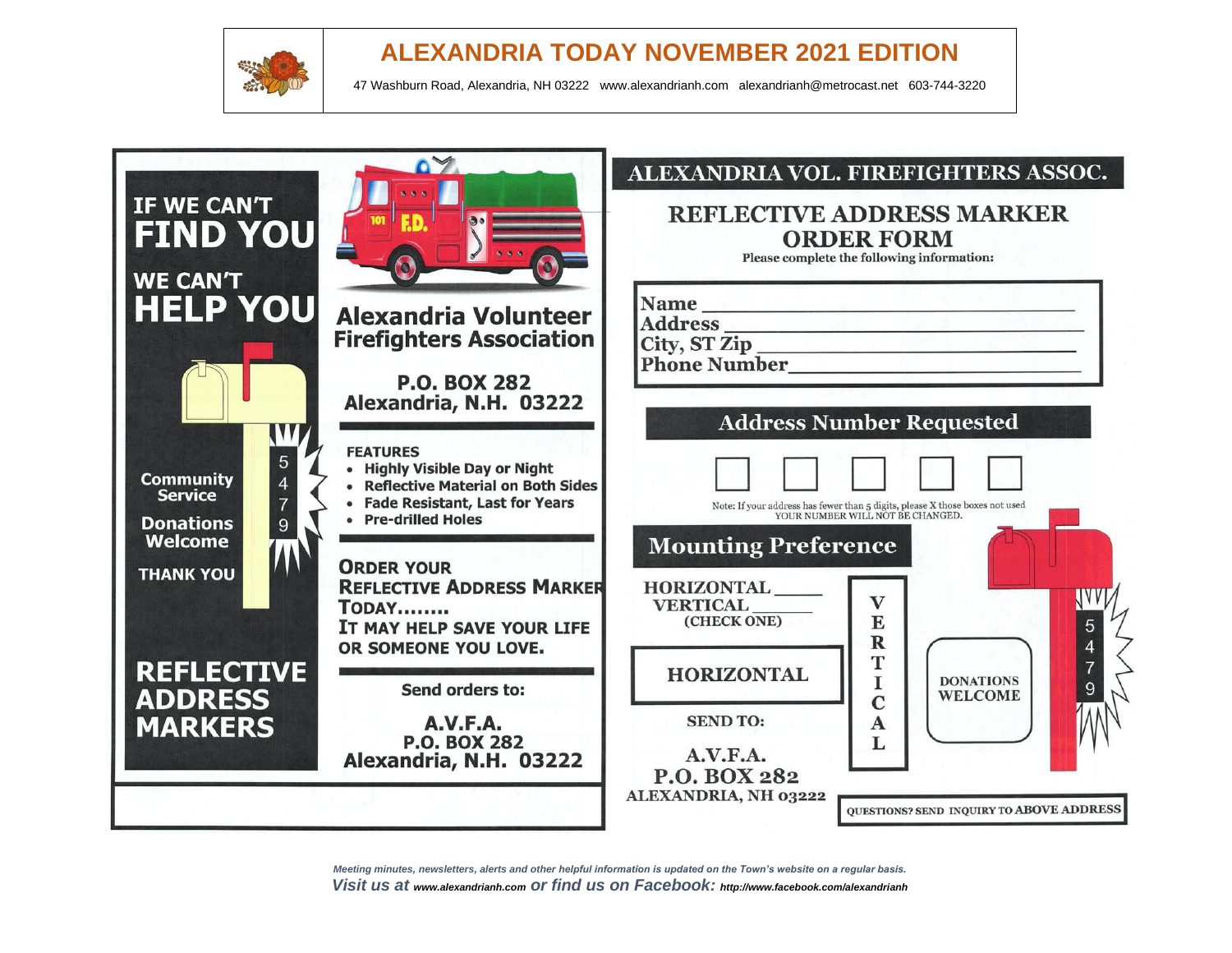# ALEXANDRIA TODAY NOVEMBER 2021 EDITION

47 Washburn Road, Alexandria, NH 03222 www.alexandrianh.com alexandrianh@metrocast.net 603-744-3220

## IF WE CAN'T FIND YOU WE CAN'T HELP YOU

5
4
7
9

Community Service

Donations Welcome

THANK YOU

**REFLECTIVE ADDRESS MARKERS**

## Alexandria Volunteer Firefighters Association

P.O. BOX 282
Alexandria, N.H. 03222

**FEATURES**

- Highly Visible Day or Night
- Reflective Material on Both Sides
- Fade Resistant, Last for Years
- Pre-drilled Holes

**ORDER YOUR REFLECTIVE ADDRESS MARKER TODAY........**
**IT MAY HELP SAVE YOUR LIFE OR SOMEONE YOU LOVE.**

Send orders to:

A.V.F.A.
P.O. BOX 282
Alexandria, N.H. 03222

## ALEXANDRIA VOL. FIREFIGHTERS ASSOC.

### REFLECTIVE ADDRESS MARKER ORDER FORM

Please complete the following information:

Name ______________________________
Address ____________________________
City, ST Zip __________________________
Phone Number_________________________

### Address Number Requested

☐ ☐ ☐ ☐ ☐

Note: If your address has fewer than 5 digits, please X those boxes not used
YOUR NUMBER WILL NOT BE CHANGED.

### Mounting Preference

HORIZONTAL _____
VERTICAL _____
(CHECK ONE)

HORIZONTAL

VERTICAL

DONATIONS WELCOME

5
4
7
9

SEND TO:

A.V.F.A.
P.O. BOX 282
ALEXANDRIA, NH 03222

QUESTIONS? SEND INQUIRY TO ABOVE ADDRESS

*Meeting minutes, newsletters, alerts and other helpful information is updated on the Town's website on a regular basis.*
*Visit us at www.alexandrianh.com or find us on Facebook: http://www.facebook.com/alexandrianh*